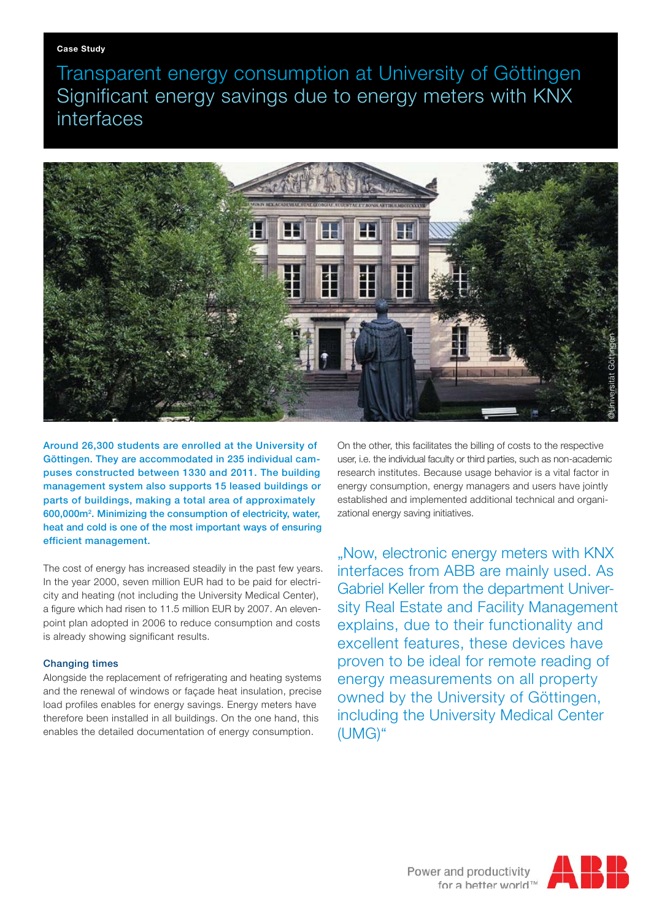Case Study

# Transparent energy consumption at University of Göttingen Significant energy savings due to energy meters with KNX interfaces

**Around 26,300 students are enrolled at the University of Göttingen. They are accommodated in 235 individual campuses constructed between 1330 and 2011. The building management system also supports 15 leased buildings or parts of buildings, making a total area of approximately 600,000m$^2$. Minimizing the consumption of electricity, water, heat and cold is one of the most important ways of ensuring efficient management.**

The cost of energy has increased steadily in the past few years. In the year 2000, seven million EUR had to be paid for electricity and heating (not including the University Medical Center), a figure which had risen to 11.5 million EUR by 2007. An eleven-point plan adopted in 2006 to reduce consumption and costs is already showing significant results.

### Changing times

Alongside the replacement of refrigerating and heating systems and the renewal of windows or façade heat insulation, precise load profiles enables for energy savings. Energy meters have therefore been installed in all buildings. On the one hand, this enables the detailed documentation of energy consumption. On the other, this facilitates the billing of costs to the respective user, i.e. the individual faculty or third parties, such as non-academic research institutes. Because usage behavior is a vital factor in energy consumption, energy managers and users have jointly established and implemented additional technical and organizational energy saving initiatives.

„Now, electronic energy meters with KNX interfaces from ABB are mainly used. As Gabriel Keller from the department University Real Estate and Facility Management explains, due to their functionality and excellent features, these devices have proven to be ideal for remote reading of energy measurements on all property owned by the University of Göttingen, including the University Medical Center (UMG)"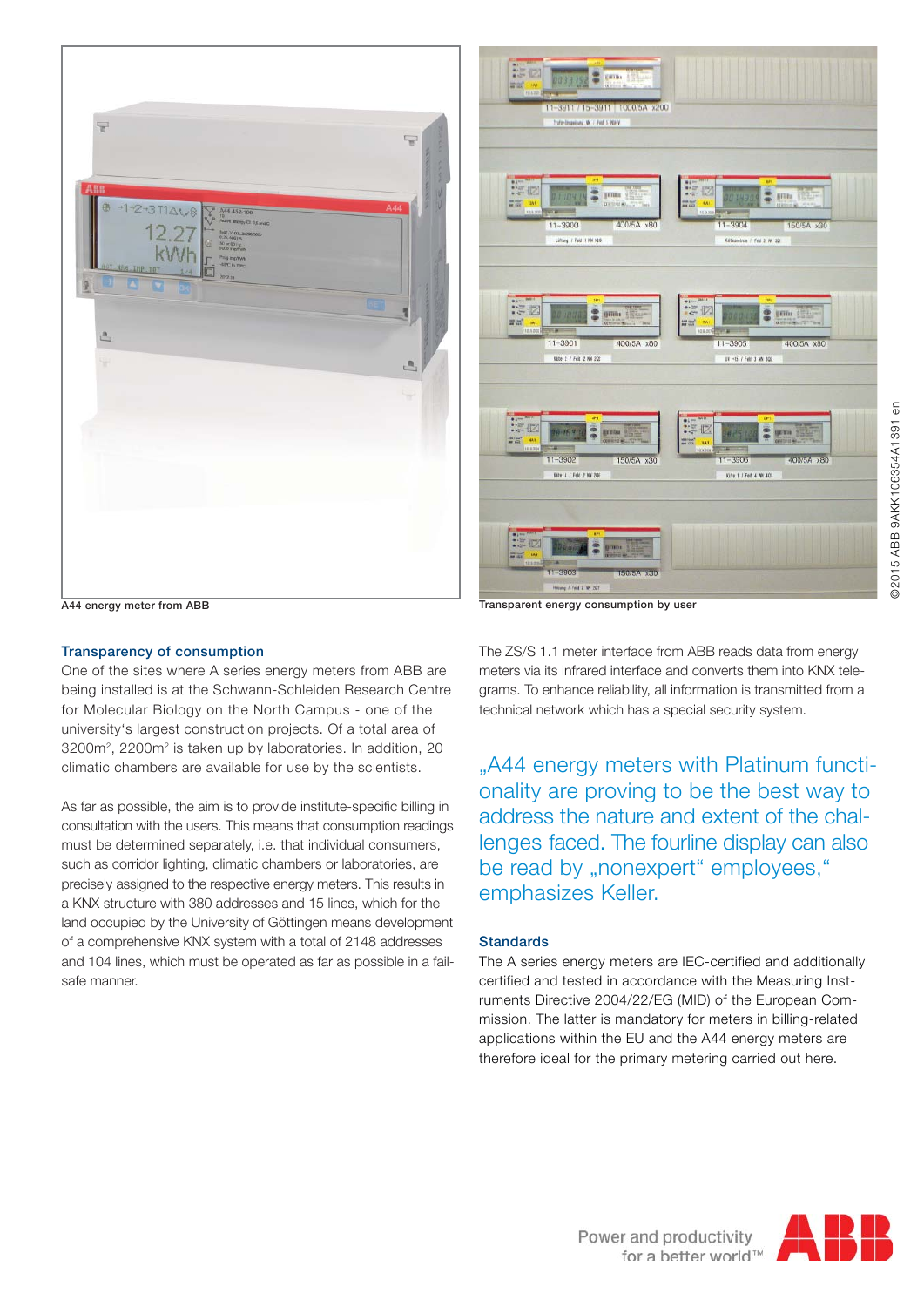A44 energy meter from ABB

Transparent energy consumption by user

## Transparency of consumption

One of the sites where A series energy meters from ABB are being installed is at the Schwann-Schleiden Research Centre for Molecular Biology on the North Campus - one of the university's largest construction projects. Of a total area of 3200m², 2200m² is taken up by laboratories. In addition, 20 climatic chambers are available for use by the scientists.

As far as possible, the aim is to provide institute-specific billing in consultation with the users. This means that consumption readings must be determined separately, i.e. that individual consumers, such as corridor lighting, climatic chambers or laboratories, are precisely assigned to the respective energy meters. This results in a KNX structure with 380 addresses and 15 lines, which for the land occupied by the University of Göttingen means development of a comprehensive KNX system with a total of 2148 addresses and 104 lines, which must be operated as far as possible in a fail-safe manner.

The ZS/S 1.1 meter interface from ABB reads data from energy meters via its infrared interface and converts them into KNX telegrams. To enhance reliability, all information is transmitted from a technical network which has a special security system.

„A44 energy meters with Platinum functionality are proving to be the best way to address the nature and extent of the challenges faced. The fourline display can also be read by „nonexpert" employees," emphasizes Keller.

## Standards

The A series energy meters are IEC-certified and additionally certified and tested in accordance with the Measuring Instruments Directive 2004/22/EG (MID) of the European Commission. The latter is mandatory for meters in billing-related applications within the EU and the A44 energy meters are therefore ideal for the primary metering carried out here.

©2015 ABB 9AKK106354A1391 en

Power and productivity for a better world™